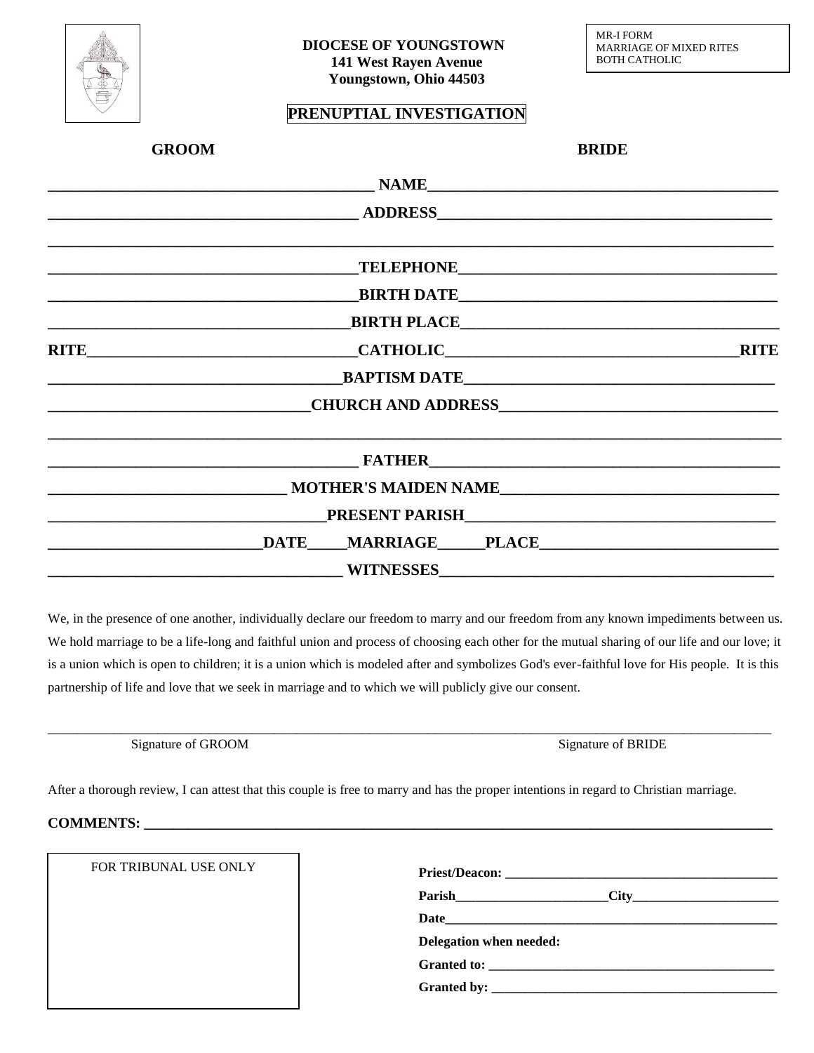**DIOCESE OF YOUNGSTOWN**
**141 West Rayen Avenue**
**Youngstown, Ohio 44503**

MR-I FORM
MARRIAGE OF MIXED RITES
BOTH CATHOLIC

# PRENUPTIAL INVESTIGATION

| GROOM | | BRIDE |
|---|---|---|
| ________________________ | **NAME** | ________________________ |
| ________________________ | **ADDRESS** | ________________________ |
| ________________________ | | ________________________ |
| ________________________ | **TELEPHONE** | ________________________ |
| ________________________ | **BIRTH DATE** | ________________________ |
| ________________________ | **BIRTH PLACE** | ________________________ |
| **RITE** ____________________ | **CATHOLIC** | ____________________ **RITE** |
| ________________________ | **BAPTISM DATE** | ________________________ |
| ________________________ | **CHURCH AND ADDRESS** | ________________________ |
| ________________________ | | ________________________ |
| ________________________ | **FATHER** | ________________________ |
| ________________________ | **MOTHER'S MAIDEN NAME** | ________________________ |
| ________________________ | **PRESENT PARISH** | ________________________ |
| ________________________ **DATE** | **MARRIAGE** | **PLACE** ________________________ |
| ________________________ | **WITNESSES** | ________________________ |

We, in the presence of one another, individually declare our freedom to marry and our freedom from any known impediments between us. We hold marriage to be a life-long and faithful union and process of choosing each other for the mutual sharing of our life and our love; it is a union which is open to children; it is a union which is modeled after and symbolizes God's ever-faithful love for His people. It is this partnership of life and love that we seek in marriage and to which we will publicly give our consent.

______________________________________________________________________________

Signature of GROOM                                        Signature of BRIDE

After a thorough review, I can attest that this couple is free to marry and has the proper intentions in regard to Christian marriage.

**COMMENTS:** ______________________________________________________________

FOR TRIBUNAL USE ONLY

**Priest/Deacon:** ________________________________

**Parish**________________**City**________________

**Date**________________________________________

**Delegation when needed:**

**Granted to:** __________________________________

**Granted by:** __________________________________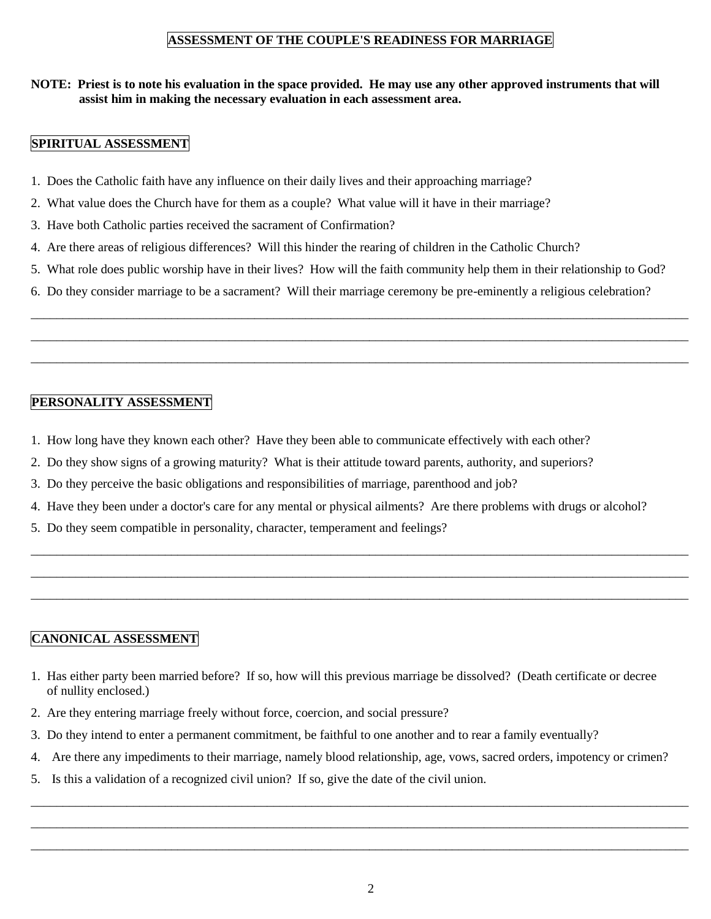# ASSESSMENT OF THE COUPLE'S READINESS FOR MARRIAGE

**NOTE: Priest is to note his evaluation in the space provided. He may use any other approved instruments that will assist him in making the necessary evaluation in each assessment area.**

## SPIRITUAL ASSESSMENT

1. Does the Catholic faith have any influence on their daily lives and their approaching marriage?
2. What value does the Church have for them as a couple? What value will it have in their marriage?
3. Have both Catholic parties received the sacrament of Confirmation?
4. Are there areas of religious differences? Will this hinder the rearing of children in the Catholic Church?
5. What role does public worship have in their lives? How will the faith community help them in their relationship to God?
6. Do they consider marriage to be a sacrament? Will their marriage ceremony be pre-eminently a religious celebration?

\_\_\_\_\_\_\_\_\_\_\_\_\_\_\_\_\_\_\_\_\_\_\_\_\_\_\_\_\_\_\_\_\_\_\_\_\_\_\_\_\_\_\_\_\_\_\_\_\_\_\_\_\_\_\_\_\_\_\_\_\_\_\_\_\_\_\_\_\_\_\_\_\_\_\_\_\_\_

\_\_\_\_\_\_\_\_\_\_\_\_\_\_\_\_\_\_\_\_\_\_\_\_\_\_\_\_\_\_\_\_\_\_\_\_\_\_\_\_\_\_\_\_\_\_\_\_\_\_\_\_\_\_\_\_\_\_\_\_\_\_\_\_\_\_\_\_\_\_\_\_\_\_\_\_\_\_

\_\_\_\_\_\_\_\_\_\_\_\_\_\_\_\_\_\_\_\_\_\_\_\_\_\_\_\_\_\_\_\_\_\_\_\_\_\_\_\_\_\_\_\_\_\_\_\_\_\_\_\_\_\_\_\_\_\_\_\_\_\_\_\_\_\_\_\_\_\_\_\_\_\_\_\_\_\_

## PERSONALITY ASSESSMENT

1. How long have they known each other? Have they been able to communicate effectively with each other?
2. Do they show signs of a growing maturity? What is their attitude toward parents, authority, and superiors?
3. Do they perceive the basic obligations and responsibilities of marriage, parenthood and job?
4. Have they been under a doctor's care for any mental or physical ailments? Are there problems with drugs or alcohol?
5. Do they seem compatible in personality, character, temperament and feelings?

\_\_\_\_\_\_\_\_\_\_\_\_\_\_\_\_\_\_\_\_\_\_\_\_\_\_\_\_\_\_\_\_\_\_\_\_\_\_\_\_\_\_\_\_\_\_\_\_\_\_\_\_\_\_\_\_\_\_\_\_\_\_\_\_\_\_\_\_\_\_\_\_\_\_\_\_\_\_

\_\_\_\_\_\_\_\_\_\_\_\_\_\_\_\_\_\_\_\_\_\_\_\_\_\_\_\_\_\_\_\_\_\_\_\_\_\_\_\_\_\_\_\_\_\_\_\_\_\_\_\_\_\_\_\_\_\_\_\_\_\_\_\_\_\_\_\_\_\_\_\_\_\_\_\_\_\_

\_\_\_\_\_\_\_\_\_\_\_\_\_\_\_\_\_\_\_\_\_\_\_\_\_\_\_\_\_\_\_\_\_\_\_\_\_\_\_\_\_\_\_\_\_\_\_\_\_\_\_\_\_\_\_\_\_\_\_\_\_\_\_\_\_\_\_\_\_\_\_\_\_\_\_\_\_\_

## CANONICAL ASSESSMENT

1. Has either party been married before? If so, how will this previous marriage be dissolved? (Death certificate or decree of nullity enclosed.)
2. Are they entering marriage freely without force, coercion, and social pressure?
3. Do they intend to enter a permanent commitment, be faithful to one another and to rear a family eventually?
4. Are there any impediments to their marriage, namely blood relationship, age, vows, sacred orders, impotency or crimen?
5. Is this a validation of a recognized civil union? If so, give the date of the civil union.

\_\_\_\_\_\_\_\_\_\_\_\_\_\_\_\_\_\_\_\_\_\_\_\_\_\_\_\_\_\_\_\_\_\_\_\_\_\_\_\_\_\_\_\_\_\_\_\_\_\_\_\_\_\_\_\_\_\_\_\_\_\_\_\_\_\_\_\_\_\_\_\_\_\_\_\_\_\_

\_\_\_\_\_\_\_\_\_\_\_\_\_\_\_\_\_\_\_\_\_\_\_\_\_\_\_\_\_\_\_\_\_\_\_\_\_\_\_\_\_\_\_\_\_\_\_\_\_\_\_\_\_\_\_\_\_\_\_\_\_\_\_\_\_\_\_\_\_\_\_\_\_\_\_\_\_\_

\_\_\_\_\_\_\_\_\_\_\_\_\_\_\_\_\_\_\_\_\_\_\_\_\_\_\_\_\_\_\_\_\_\_\_\_\_\_\_\_\_\_\_\_\_\_\_\_\_\_\_\_\_\_\_\_\_\_\_\_\_\_\_\_\_\_\_\_\_\_\_\_\_\_\_\_\_\_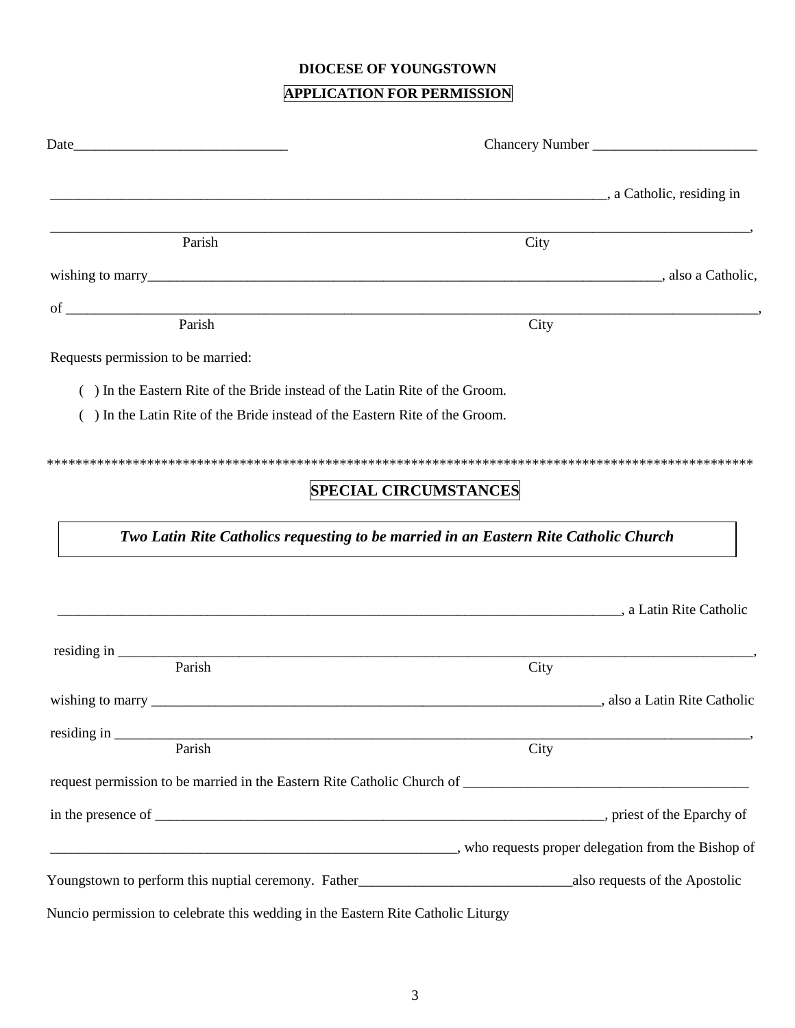**DIOCESE OF YOUNGSTOWN**

**APPLICATION FOR PERMISSION**

Date______________________________ Chancery Number _______________________

________________________________________________________________________________, a Catholic, residing in

_____________________________________________________________________________________________,
Parish City

wishing to marry___________________________________________________________________________, also a Catholic,

of ____________________________________________________________________________________________,
Parish City

Requests permission to be married:

( ) In the Eastern Rite of the Bride instead of the Latin Rite of the Groom.

( ) In the Latin Rite of the Bride instead of the Eastern Rite of the Groom.

****************************************************************************************************

**SPECIAL CIRCUMSTANCES**

***Two Latin Rite Catholics requesting to be married in an Eastern Rite Catholic Church***

________________________________________________________________________________, a Latin Rite Catholic

residing in __________________________________________________________________________________________,
Parish City

wishing to marry _________________________________________________________________, also a Latin Rite Catholic

residing in __________________________________________________________________________________________,
Parish City

request permission to be married in the Eastern Rite Catholic Church of _______________________________________

in the presence of __________________________________________________________________, priest of the Eparchy of

___________________________________________________________, who requests proper delegation from the Bishop of

Youngstown to perform this nuptial ceremony. Father______________________________also requests of the Apostolic

Nuncio permission to celebrate this wedding in the Eastern Rite Catholic Liturgy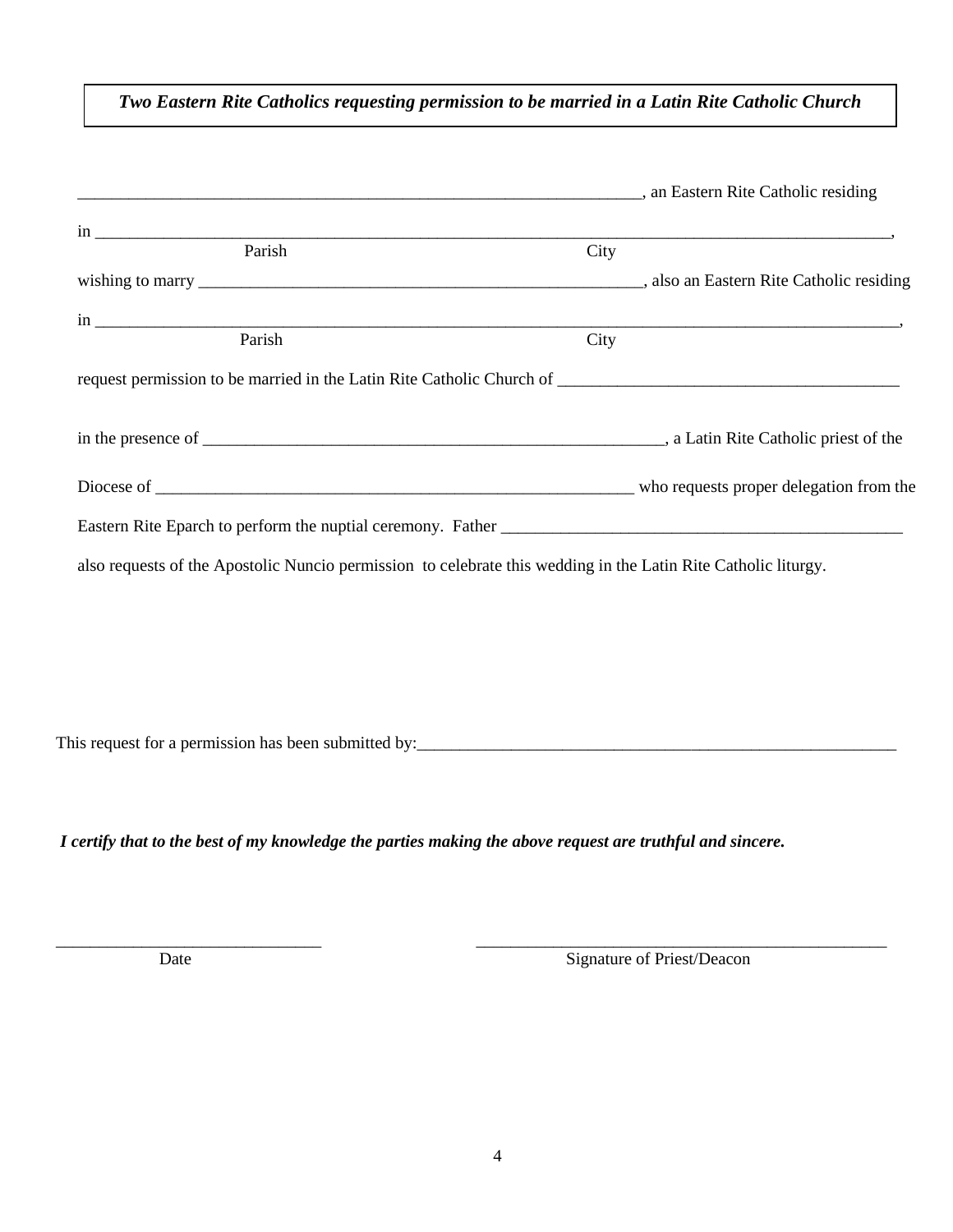**_Two Eastern Rite Catholics requesting permission to be married in a Latin Rite Catholic Church_**

____________________________________________________________________, an Eastern Rite Catholic residing

in _________________________________________________________________________________________________,

Parish City

wishing to marry _____________________________________________________, also an Eastern Rite Catholic residing

in _________________________________________________________________________________________________,

Parish City

request permission to be married in the Latin Rite Catholic Church of ________________________________________

in the presence of ________________________________________________________, a Latin Rite Catholic priest of the

Diocese of __________________________________________________________ who requests proper delegation from the

Eastern Rite Eparch to perform the nuptial ceremony. Father _________________________________________________

also requests of the Apostolic Nuncio permission to celebrate this wedding in the Latin Rite Catholic liturgy.

This request for a permission has been submitted by:____________________________________________________________

***I certify that to the best of my knowledge the parties making the above request are truthful and sincere.***

_______________________________ _______________________________________________

Date Signature of Priest/Deacon